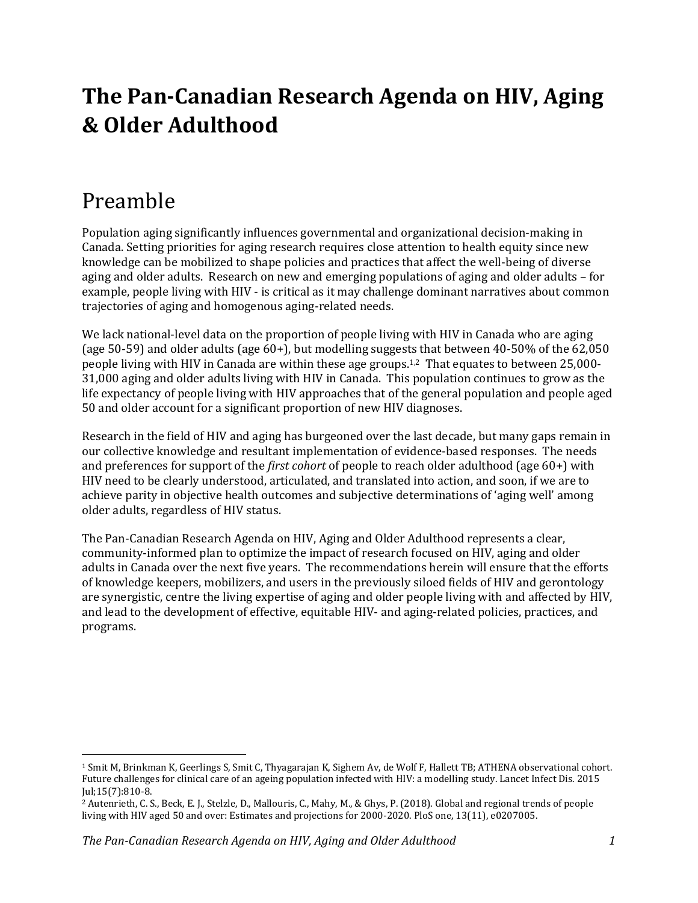# The Pan-Canadian Research Agenda on HIV, Aging & Older Adulthood

## Preamble

Population aging significantly influences governmental and organizational decision-making in Canada. Setting priorities for aging research requires close attention to health equity since new knowledge can be mobilized to shape policies and practices that affect the well-being of diverse aging and older adults. Research on new and emerging populations of aging and older adults – for example, people living with HIV - is critical as it may challenge dominant narratives about common trajectories of aging and homogenous aging-related needs.

We lack national-level data on the proportion of people living with HIV in Canada who are aging (age 50-59) and older adults (age 60+), but modelling suggests that between 40-50% of the 62,050 people living with HIV in Canada are within these age groups.[1,2] That equates to between 25,000-31,000 aging and older adults living with HIV in Canada. This population continues to grow as the life expectancy of people living with HIV approaches that of the general population and people aged 50 and older account for a significant proportion of new HIV diagnoses.

Research in the field of HIV and aging has burgeoned over the last decade, but many gaps remain in our collective knowledge and resultant implementation of evidence-based responses. The needs and preferences for support of the *first cohort* of people to reach older adulthood (age 60+) with HIV need to be clearly understood, articulated, and translated into action, and soon, if we are to achieve parity in objective health outcomes and subjective determinations of 'aging well' among older adults, regardless of HIV status.

The Pan-Canadian Research Agenda on HIV, Aging and Older Adulthood represents a clear, community-informed plan to optimize the impact of research focused on HIV, aging and older adults in Canada over the next five years. The recommendations herein will ensure that the efforts of knowledge keepers, mobilizers, and users in the previously siloed fields of HIV and gerontology are synergistic, centre the living expertise of aging and older people living with and affected by HIV, and lead to the development of effective, equitable HIV- and aging-related policies, practices, and programs.

---

[1] Smit M, Brinkman K, Geerlings S, Smit C, Thyagarajan K, Sighem Av, de Wolf F, Hallett TB; ATHENA observational cohort. Future challenges for clinical care of an ageing population infected with HIV: a modelling study. Lancet Infect Dis. 2015 Jul;15(7):810-8.

[2] Autenrieth, C. S., Beck, E. J., Stelzle, D., Mallouris, C., Mahy, M., & Ghys, P. (2018). Global and regional trends of people living with HIV aged 50 and over: Estimates and projections for 2000-2020. PloS one, 13(11), e0207005.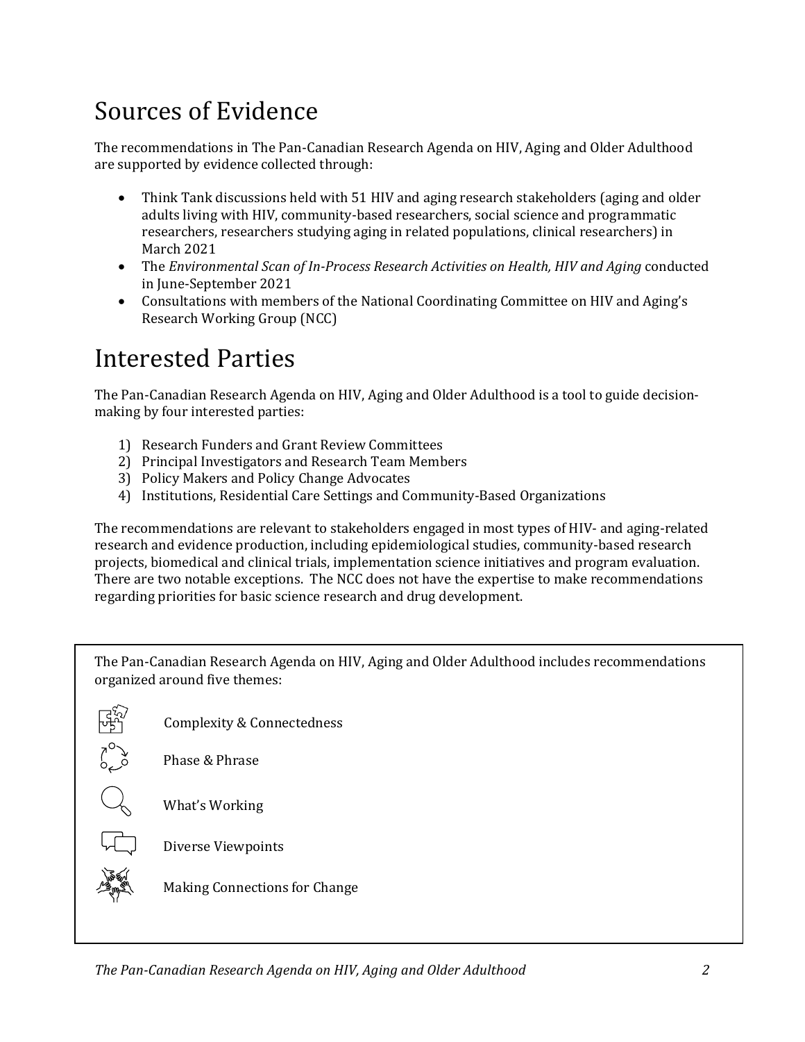# Sources of Evidence

The recommendations in The Pan-Canadian Research Agenda on HIV, Aging and Older Adulthood are supported by evidence collected through:

- Think Tank discussions held with 51 HIV and aging research stakeholders (aging and older adults living with HIV, community-based researchers, social science and programmatic researchers, researchers studying aging in related populations, clinical researchers) in March 2021
- The *Environmental Scan of In-Process Research Activities on Health, HIV and Aging* conducted in June-September 2021
- Consultations with members of the National Coordinating Committee on HIV and Aging's Research Working Group (NCC)

# Interested Parties

The Pan-Canadian Research Agenda on HIV, Aging and Older Adulthood is a tool to guide decision-making by four interested parties:

1) Research Funders and Grant Review Committees
2) Principal Investigators and Research Team Members
3) Policy Makers and Policy Change Advocates
4) Institutions, Residential Care Settings and Community-Based Organizations

The recommendations are relevant to stakeholders engaged in most types of HIV- and aging-related research and evidence production, including epidemiological studies, community-based research projects, biomedical and clinical trials, implementation science initiatives and program evaluation. There are two notable exceptions. The NCC does not have the expertise to make recommendations regarding priorities for basic science research and drug development.

The Pan-Canadian Research Agenda on HIV, Aging and Older Adulthood includes recommendations organized around five themes:

- Complexity & Connectedness
- Phase & Phrase
- What's Working
- Diverse Viewpoints
- Making Connections for Change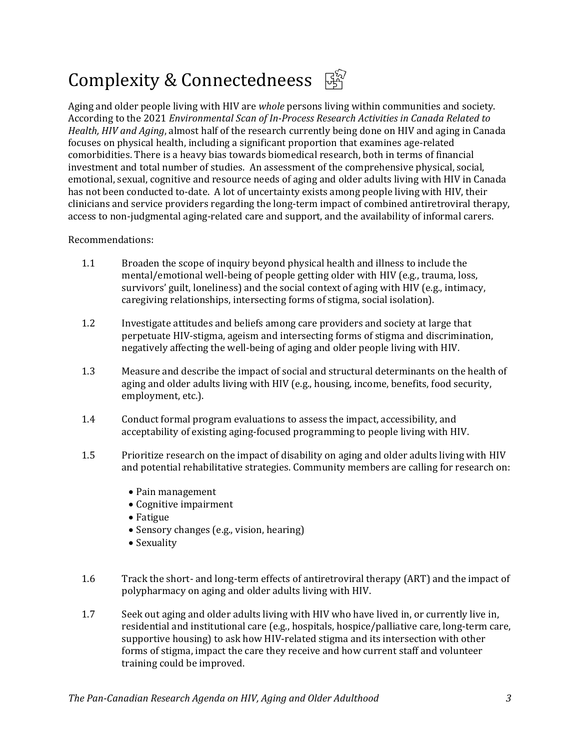# Complexity & Connectedneess

Aging and older people living with HIV are *whole* persons living within communities and society. According to the 2021 *Environmental Scan of In-Process Research Activities in Canada Related to Health, HIV and Aging*, almost half of the research currently being done on HIV and aging in Canada focuses on physical health, including a significant proportion that examines age-related comorbidities. There is a heavy bias towards biomedical research, both in terms of financial investment and total number of studies. An assessment of the comprehensive physical, social, emotional, sexual, cognitive and resource needs of aging and older adults living with HIV in Canada has not been conducted to-date. A lot of uncertainty exists among people living with HIV, their clinicians and service providers regarding the long-term impact of combined antiretroviral therapy, access to non-judgmental aging-related care and support, and the availability of informal carers.

Recommendations:

1.1 Broaden the scope of inquiry beyond physical health and illness to include the mental/emotional well-being of people getting older with HIV (e.g., trauma, loss, survivors' guilt, loneliness) and the social context of aging with HIV (e.g., intimacy, caregiving relationships, intersecting forms of stigma, social isolation).

1.2 Investigate attitudes and beliefs among care providers and society at large that perpetuate HIV-stigma, ageism and intersecting forms of stigma and discrimination, negatively affecting the well-being of aging and older people living with HIV.

1.3 Measure and describe the impact of social and structural determinants on the health of aging and older adults living with HIV (e.g., housing, income, benefits, food security, employment, etc.).

1.4 Conduct formal program evaluations to assess the impact, accessibility, and acceptability of existing aging-focused programming to people living with HIV.

1.5 Prioritize research on the impact of disability on aging and older adults living with HIV and potential rehabilitative strategies. Community members are calling for research on:

- Pain management
- Cognitive impairment
- Fatigue
- Sensory changes (e.g., vision, hearing)
- Sexuality

1.6 Track the short- and long-term effects of antiretroviral therapy (ART) and the impact of polypharmacy on aging and older adults living with HIV.

1.7 Seek out aging and older adults living with HIV who have lived in, or currently live in, residential and institutional care (e.g., hospitals, hospice/palliative care, long-term care, supportive housing) to ask how HIV-related stigma and its intersection with other forms of stigma, impact the care they receive and how current staff and volunteer training could be improved.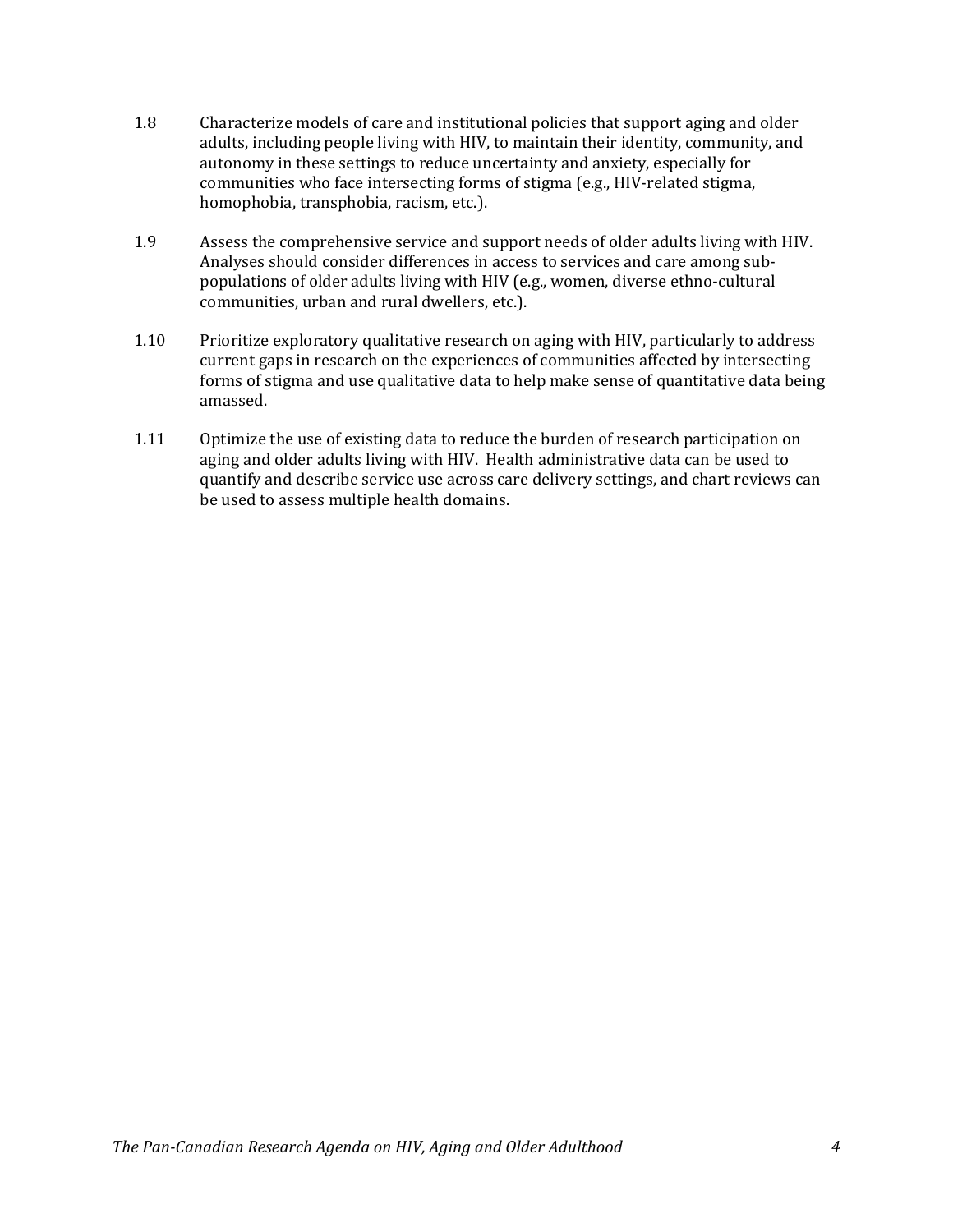1.8 Characterize models of care and institutional policies that support aging and older adults, including people living with HIV, to maintain their identity, community, and autonomy in these settings to reduce uncertainty and anxiety, especially for communities who face intersecting forms of stigma (e.g., HIV-related stigma, homophobia, transphobia, racism, etc.).

1.9 Assess the comprehensive service and support needs of older adults living with HIV. Analyses should consider differences in access to services and care among sub-populations of older adults living with HIV (e.g., women, diverse ethno-cultural communities, urban and rural dwellers, etc.).

1.10 Prioritize exploratory qualitative research on aging with HIV, particularly to address current gaps in research on the experiences of communities affected by intersecting forms of stigma and use qualitative data to help make sense of quantitative data being amassed.

1.11 Optimize the use of existing data to reduce the burden of research participation on aging and older adults living with HIV. Health administrative data can be used to quantify and describe service use across care delivery settings, and chart reviews can be used to assess multiple health domains.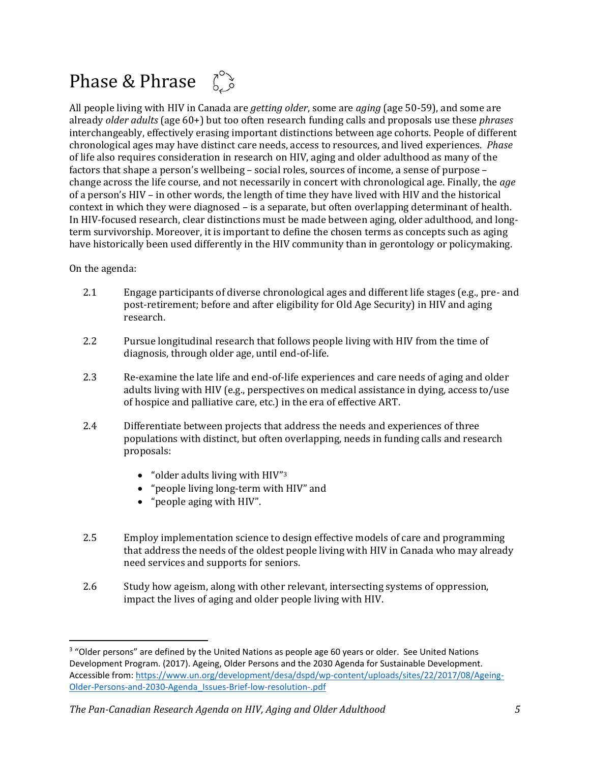# Phase & Phrase

All people living with HIV in Canada are *getting older*, some are *aging* (age 50-59), and some are already *older adults* (age 60+) but too often research funding calls and proposals use these *phrases* interchangeably, effectively erasing important distinctions between age cohorts. People of different chronological ages may have distinct care needs, access to resources, and lived experiences. *Phase* of life also requires consideration in research on HIV, aging and older adulthood as many of the factors that shape a person's wellbeing – social roles, sources of income, a sense of purpose – change across the life course, and not necessarily in concert with chronological age. Finally, the *age* of a person's HIV – in other words, the length of time they have lived with HIV and the historical context in which they were diagnosed – is a separate, but often overlapping determinant of health. In HIV-focused research, clear distinctions must be made between aging, older adulthood, and long-term survivorship. Moreover, it is important to define the chosen terms as concepts such as aging have historically been used differently in the HIV community than in gerontology or policymaking.

On the agenda:

2.1 Engage participants of diverse chronological ages and different life stages (e.g., pre- and post-retirement; before and after eligibility for Old Age Security) in HIV and aging research.

2.2 Pursue longitudinal research that follows people living with HIV from the time of diagnosis, through older age, until end-of-life.

2.3 Re-examine the late life and end-of-life experiences and care needs of aging and older adults living with HIV (e.g., perspectives on medical assistance in dying, access to/use of hospice and palliative care, etc.) in the era of effective ART.

2.4 Differentiate between projects that address the needs and experiences of three populations with distinct, but often overlapping, needs in funding calls and research proposals:

- "older adults living with HIV"[3]
- "people living long-term with HIV" and
- "people aging with HIV".

2.5 Employ implementation science to design effective models of care and programming that address the needs of the oldest people living with HIV in Canada who may already need services and supports for seniors.

2.6 Study how ageism, along with other relevant, intersecting systems of oppression, impact the lives of aging and older people living with HIV.

---

[3] "Older persons" are defined by the United Nations as people age 60 years or older. See United Nations Development Program. (2017). Ageing, Older Persons and the 2030 Agenda for Sustainable Development. Accessible from: https://www.un.org/development/desa/dspd/wp-content/uploads/sites/22/2017/08/Ageing-Older-Persons-and-2030-Agenda_Issues-Brief-low-resolution-.pdf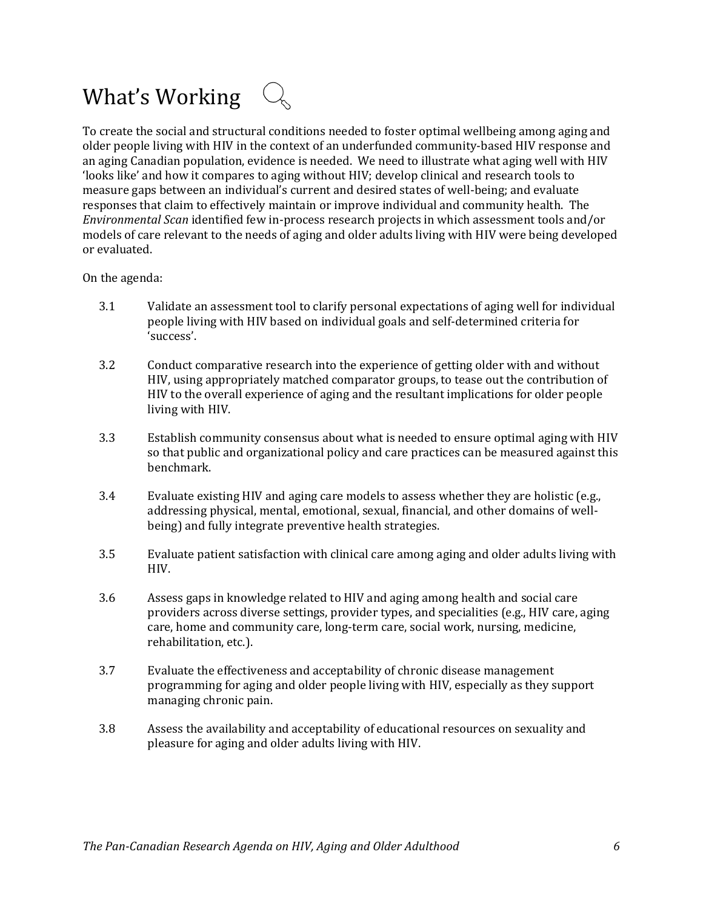# What's Working

To create the social and structural conditions needed to foster optimal wellbeing among aging and older people living with HIV in the context of an underfunded community-based HIV response and an aging Canadian population, evidence is needed. We need to illustrate what aging well with HIV 'looks like' and how it compares to aging without HIV; develop clinical and research tools to measure gaps between an individual's current and desired states of well-being; and evaluate responses that claim to effectively maintain or improve individual and community health. The *Environmental Scan* identified few in-process research projects in which assessment tools and/or models of care relevant to the needs of aging and older adults living with HIV were being developed or evaluated.

On the agenda:

3.1 Validate an assessment tool to clarify personal expectations of aging well for individual people living with HIV based on individual goals and self-determined criteria for 'success'.

3.2 Conduct comparative research into the experience of getting older with and without HIV, using appropriately matched comparator groups, to tease out the contribution of HIV to the overall experience of aging and the resultant implications for older people living with HIV.

3.3 Establish community consensus about what is needed to ensure optimal aging with HIV so that public and organizational policy and care practices can be measured against this benchmark.

3.4 Evaluate existing HIV and aging care models to assess whether they are holistic (e.g., addressing physical, mental, emotional, sexual, financial, and other domains of well-being) and fully integrate preventive health strategies.

3.5 Evaluate patient satisfaction with clinical care among aging and older adults living with HIV.

3.6 Assess gaps in knowledge related to HIV and aging among health and social care providers across diverse settings, provider types, and specialities (e.g., HIV care, aging care, home and community care, long-term care, social work, nursing, medicine, rehabilitation, etc.).

3.7 Evaluate the effectiveness and acceptability of chronic disease management programming for aging and older people living with HIV, especially as they support managing chronic pain.

3.8 Assess the availability and acceptability of educational resources on sexuality and pleasure for aging and older adults living with HIV.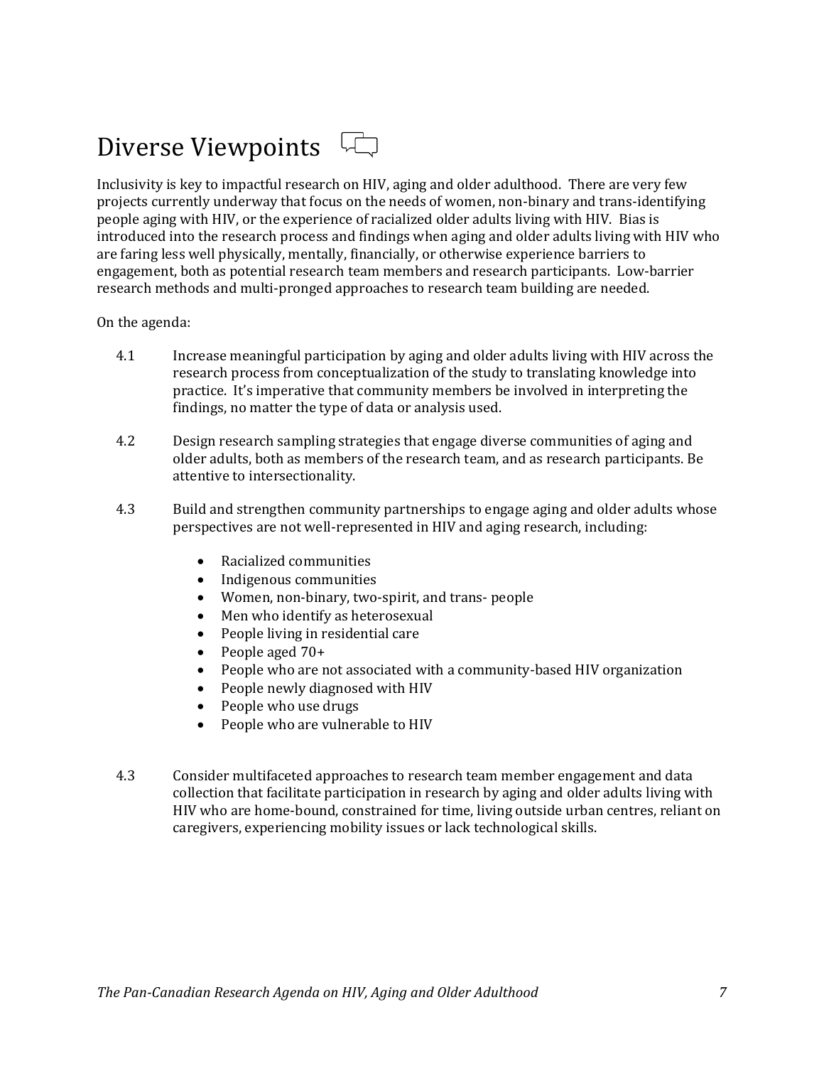# Diverse Viewpoints

Inclusivity is key to impactful research on HIV, aging and older adulthood. There are very few projects currently underway that focus on the needs of women, non-binary and trans-identifying people aging with HIV, or the experience of racialized older adults living with HIV. Bias is introduced into the research process and findings when aging and older adults living with HIV who are faring less well physically, mentally, financially, or otherwise experience barriers to engagement, both as potential research team members and research participants. Low-barrier research methods and multi-pronged approaches to research team building are needed.

On the agenda:

4.1 Increase meaningful participation by aging and older adults living with HIV across the research process from conceptualization of the study to translating knowledge into practice. It's imperative that community members be involved in interpreting the findings, no matter the type of data or analysis used.

4.2 Design research sampling strategies that engage diverse communities of aging and older adults, both as members of the research team, and as research participants. Be attentive to intersectionality.

4.3 Build and strengthen community partnerships to engage aging and older adults whose perspectives are not well-represented in HIV and aging research, including:

- Racialized communities
- Indigenous communities
- Women, non-binary, two-spirit, and trans- people
- Men who identify as heterosexual
- People living in residential care
- People aged 70+
- People who are not associated with a community-based HIV organization
- People newly diagnosed with HIV
- People who use drugs
- People who are vulnerable to HIV

4.3 Consider multifaceted approaches to research team member engagement and data collection that facilitate participation in research by aging and older adults living with HIV who are home-bound, constrained for time, living outside urban centres, reliant on caregivers, experiencing mobility issues or lack technological skills.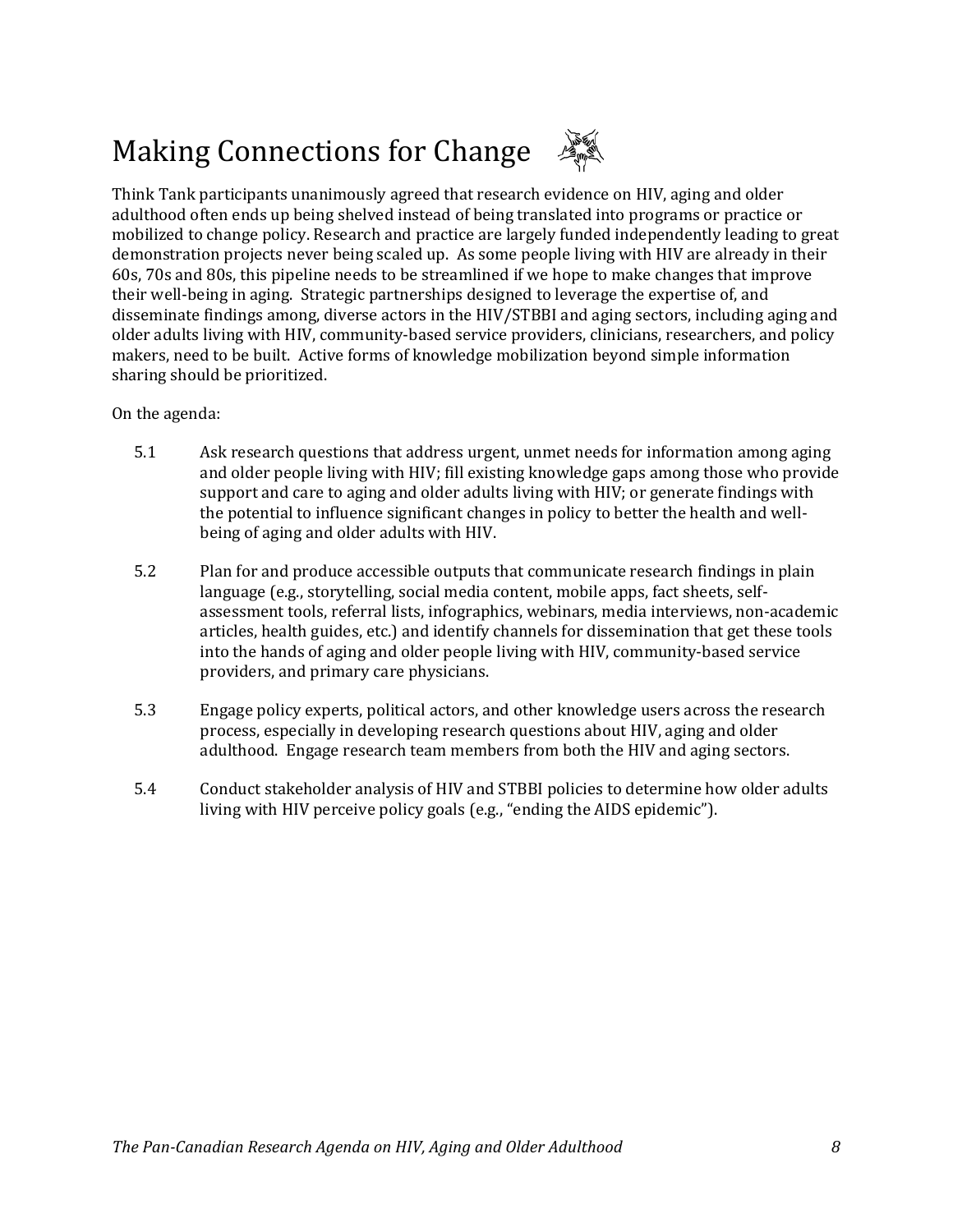# Making Connections for Change

Think Tank participants unanimously agreed that research evidence on HIV, aging and older adulthood often ends up being shelved instead of being translated into programs or practice or mobilized to change policy. Research and practice are largely funded independently leading to great demonstration projects never being scaled up. As some people living with HIV are already in their 60s, 70s and 80s, this pipeline needs to be streamlined if we hope to make changes that improve their well-being in aging. Strategic partnerships designed to leverage the expertise of, and disseminate findings among, diverse actors in the HIV/STBBI and aging sectors, including aging and older adults living with HIV, community-based service providers, clinicians, researchers, and policy makers, need to be built. Active forms of knowledge mobilization beyond simple information sharing should be prioritized.

On the agenda:

5.1 Ask research questions that address urgent, unmet needs for information among aging and older people living with HIV; fill existing knowledge gaps among those who provide support and care to aging and older adults living with HIV; or generate findings with the potential to influence significant changes in policy to better the health and well-being of aging and older adults with HIV.

5.2 Plan for and produce accessible outputs that communicate research findings in plain language (e.g., storytelling, social media content, mobile apps, fact sheets, self-assessment tools, referral lists, infographics, webinars, media interviews, non-academic articles, health guides, etc.) and identify channels for dissemination that get these tools into the hands of aging and older people living with HIV, community-based service providers, and primary care physicians.

5.3 Engage policy experts, political actors, and other knowledge users across the research process, especially in developing research questions about HIV, aging and older adulthood. Engage research team members from both the HIV and aging sectors.

5.4 Conduct stakeholder analysis of HIV and STBBI policies to determine how older adults living with HIV perceive policy goals (e.g., "ending the AIDS epidemic").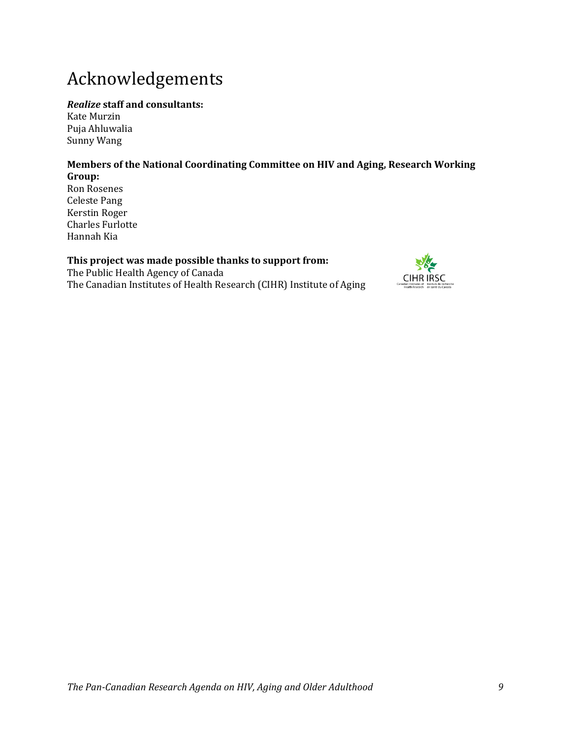# Acknowledgements

***Realize*** **staff and consultants:**
Kate Murzin
Puja Ahluwalia
Sunny Wang

**Members of the National Coordinating Committee on HIV and Aging, Research Working Group:**
Ron Rosenes
Celeste Pang
Kerstin Roger
Charles Furlotte
Hannah Kia

**This project was made possible thanks to support from:**
The Public Health Agency of Canada
The Canadian Institutes of Health Research (CIHR) Institute of Aging